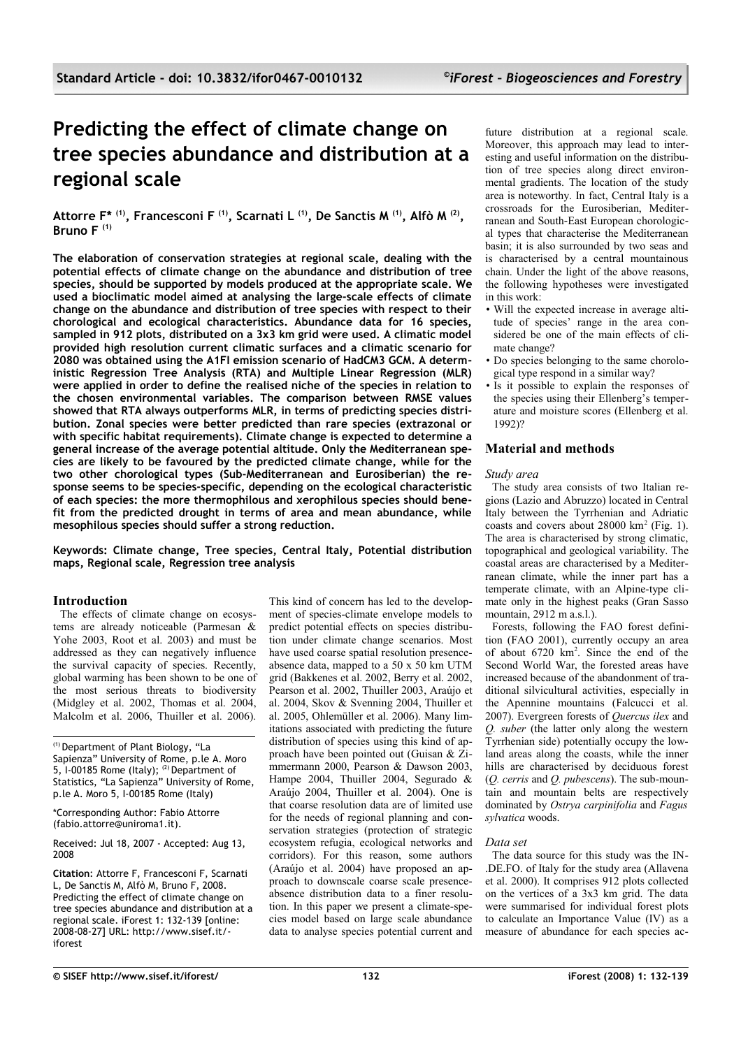# Predicting the effect of climate change on tree species abundance and distribution at a regional scale

**Attorre F\* [(1)], Francesconi F [(1)], Scarnati L [(1)], De Sanctis M [(1)], Alfò M [(2)], Bruno F [(1)]**

**The elaboration of conservation strategies at regional scale, dealing with the potential effects of climate change on the abundance and distribution of tree species, should be supported by models produced at the appropriate scale. We used a bioclimatic model aimed at analysing the large-scale effects of climate change on the abundance and distribution of tree species with respect to their chorological and ecological characteristics. Abundance data for 16 species, sampled in 912 plots, distributed on a 3x3 km grid were used. A climatic model provided high resolution current climatic surfaces and a climatic scenario for 2080 was obtained using the A1FI emission scenario of HadCM3 GCM. A deterministic Regression Tree Analysis (RTA) and Multiple Linear Regression (MLR) were applied in order to define the realised niche of the species in relation to the chosen environmental variables. The comparison between RMSE values showed that RTA always outperforms MLR, in terms of predicting species distribution. Zonal species were better predicted than rare species (extrazonal or with specific habitat requirements). Climate change is expected to determine a general increase of the average potential altitude. Only the Mediterranean species are likely to be favoured by the predicted climate change, while for the two other chorological types (Sub-Mediterranean and Eurosiberian) the response seems to be species-specific, depending on the ecological characteristic of each species: the more thermophilous and xerophilous species should benefit from the predicted drought in terms of area and mean abundance, while mesophilous species should suffer a strong reduction.**

**Keywords: Climate change, Tree species, Central Italy, Potential distribution maps, Regional scale, Regression tree analysis**

## Introduction

The effects of climate change on ecosystems are already noticeable (Parmesan & Yohe 2003, Root et al. 2003) and must be addressed as they can negatively influence the survival capacity of species. Recently, global warming has been shown to be one of the most serious threats to biodiversity (Midgley et al. 2002, Thomas et al. 2004, Malcolm et al. 2006, Thuiller et al. 2006). This kind of concern has led to the development of species-climate envelope models to predict potential effects on species distribution under climate change scenarios. Most have used coarse spatial resolution presence-absence data, mapped to a 50 x 50 km UTM grid (Bakkenes et al. 2002, Berry et al. 2002, Pearson et al. 2002, Thuiller 2003, Araújo et al. 2004, Skov & Svenning 2004, Thuiller et al. 2005, Ohlemüller et al. 2006). Many limitations associated with predicting the future distribution of species using this kind of approach have been pointed out (Guisan & Zimmermann 2000, Pearson & Dawson 2003, Hampe 2004, Thuiller 2004, Segurado & Araújo 2004, Thuiller et al. 2004). One is that coarse resolution data are of limited use for the needs of regional planning and conservation strategies (protection of strategic ecosystem refugia, ecological networks and corridors). For this reason, some authors (Araújo et al. 2004) have proposed an approach to downscale coarse scale presence-absence distribution data to a finer resolution. In this paper we present a climate-species model based on large scale abundance data to analyse species potential current and future distribution at a regional scale. Moreover, this approach may lead to interesting and useful information on the distribution of tree species along direct environmental gradients. The location of the study area is noteworthy. In fact, Central Italy is a crossroads for the Eurosiberian, Mediterranean and South-East European chorological types that characterise the Mediterranean basin; it is also surrounded by two seas and is characterised by a central mountainous chain. Under the light of the above reasons, the following hypotheses were investigated in this work:

- Will the expected increase in average altitude of species' range in the area considered be one of the main effects of climate change?
- Do species belonging to the same chorological type respond in a similar way?
- Is it possible to explain the responses of the species using their Ellenberg's temperature and moisture scores (Ellenberg et al. 1992)?

(1) Department of Plant Biology, "La Sapienza" University of Rome, p.le A. Moro 5, I-00185 Rome (Italy); (2) Department of Statistics, "La Sapienza" University of Rome, p.le A. Moro 5, I-00185 Rome (Italy)

\*Corresponding Author: Fabio Attorre (fabio.attorre@uniroma1.it).

Received: Jul 18, 2007 - Accepted: Aug 13, 2008

**Citation**: Attorre F, Francesconi F, Scarnati L, De Sanctis M, Alfò M, Bruno F, 2008. Predicting the effect of climate change on tree species abundance and distribution at a regional scale. iForest 1: 132-139 [online: 2008-08-27] URL: http://www.sisef.it/iforest

## Material and methods

### *Study area*

The study area consists of two Italian regions (Lazio and Abruzzo) located in Central Italy between the Tyrrhenian and Adriatic coasts and covers about 28000 km$^2$ (Fig. 1). The area is characterised by strong climatic, topographical and geological variability. The coastal areas are characterised by a Mediterranean climate, while the inner part has a temperate climate, with an Alpine-type climate only in the highest peaks (Gran Sasso mountain, 2912 m a.s.l.).

Forests, following the FAO forest definition (FAO 2001), currently occupy an area of about 6720 km$^2$. Since the end of the Second World War, the forested areas have increased because of the abandonment of traditional silvicultural activities, especially in the Apennine mountains (Falcucci et al. 2007). Evergreen forests of *Quercus ilex* and *Q. suber* (the latter only along the western Tyrrhenian side) potentially occupy the lowland areas along the coasts, while the inner hills are characterised by deciduous forest (*Q. cerris* and *Q. pubescens*). The sub-mountain and mountain belts are respectively dominated by *Ostrya carpinifolia* and *Fagus sylvatica* woods.

### *Data set*

The data source for this study was the IN-.DE.FO. of Italy for the study area (Allavena et al. 2000). It comprises 912 plots collected on the vertices of a 3x3 km grid. The data were summarised for individual forest plots to calculate an Importance Value (IV) as a measure of abundance for each species ac-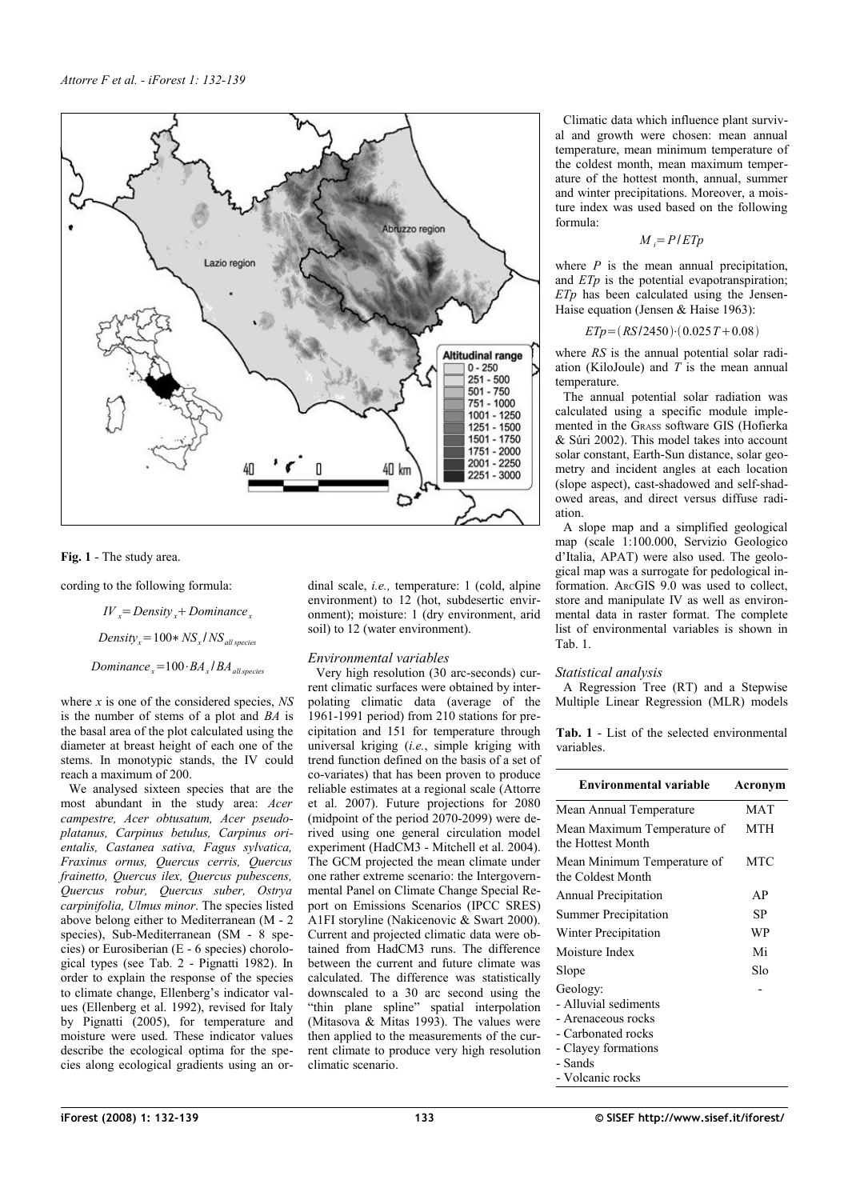**Fig. 1** - The study area.

cording to the following formula:

$$IV_x = Density_x + Dominance_x$$

$$Density_x = 100 * NS_x / NS_{all\ species}$$

$$Dominance_x = 100 \cdot BA_x / BA_{all\ species}$$

where $x$ is one of the considered species, $NS$ is the number of stems of a plot and $BA$ is the basal area of the plot calculated using the diameter at breast height of each one of the stems. In monotypic stands, the IV could reach a maximum of 200.

We analysed sixteen species that are the most abundant in the study area: *Acer campestre, Acer obtusatum, Acer pseudoplatanus, Carpinus betulus, Carpinus orientalis, Castanea sativa, Fagus sylvatica, Fraxinus ornus, Quercus cerris, Quercus frainetto, Quercus ilex, Quercus pubescens, Quercus robur, Quercus suber, Ostrya carpinifolia, Ulmus minor*. The species listed above belong either to Mediterranean (M - 2 species), Sub-Mediterranean (SM - 8 species) or Eurosiberian (E - 6 species) chorological types (see Tab. 2 - Pignatti 1982). In order to explain the response of the species to climate change, Ellenberg's indicator values (Ellenberg et al. 1992), revised for Italy by Pignatti (2005), for temperature and moisture were used. These indicator values describe the ecological optima for the species along ecological gradients using an ordinal scale, *i.e.,* temperature: 1 (cold, alpine environment) to 12 (hot, subdesertic environment); moisture: 1 (dry environment, arid soil) to 12 (water environment).

### *Environmental variables*

Very high resolution (30 arc-seconds) current climatic surfaces were obtained by interpolating climatic data (average of the 1961-1991 period) from 210 stations for precipitation and 151 for temperature through universal kriging (*i.e.*, simple kriging with trend function defined on the basis of a set of co-variates) that has been proven to produce reliable estimates at a regional scale (Attorre et al. 2007). Future projections for 2080 (midpoint of the period 2070-2099) were derived using one general circulation model experiment (HadCM3 - Mitchell et al. 2004). The GCM projected the mean climate under one rather extreme scenario: the Intergovernmental Panel on Climate Change Special Report on Emissions Scenarios (IPCC SRES) A1FI storyline (Nakicenovic & Swart 2000). Current and projected climatic data were obtained from HadCM3 runs. The difference between the current and future climate was calculated. The difference was statistically downscaled to a 30 arc second using the "thin plane spline" spatial interpolation (Mitasova & Mitas 1993). The values were then applied to the measurements of the current climate to produce very high resolution climatic scenario.

Climatic data which influence plant survival and growth were chosen: mean annual temperature, mean minimum temperature of the coldest month, mean maximum temperature of the hottest month, annual, summer and winter precipitations. Moreover, a moisture index was used based on the following formula:

$$M_i = P / ETp$$

where $P$ is the mean annual precipitation, and $ETp$ is the potential evapotranspiration; $ETp$ has been calculated using the Jensen-Haise equation (Jensen & Haise 1963):

$$ETp = (RS/2450) \cdot (0.025\,T + 0.08)$$

where $RS$ is the annual potential solar radiation (KiloJoule) and $T$ is the mean annual temperature.

The annual potential solar radiation was calculated using a specific module implemented in the GRASS software GIS (Hofierka & Súri 2002). This model takes into account solar constant, Earth-Sun distance, solar geometry and incident angles at each location (slope aspect), cast-shadowed and self-shadowed areas, and direct versus diffuse radiation.

A slope map and a simplified geological map (scale 1:100.000, Servizio Geologico d'Italia, APAT) were also used. The geological map was a surrogate for pedological information. ArcGIS 9.0 was used to collect, store and manipulate IV as well as environmental data in raster format. The complete list of environmental variables is shown in Tab. 1.

### *Statistical analysis*

A Regression Tree (RT) and a Stepwise Multiple Linear Regression (MLR) models

**Tab. 1** - List of the selected environmental variables.

| Environmental variable | Acronym |
|---|---|
| Mean Annual Temperature | MAT |
| Mean Maximum Temperature of the Hottest Month | MTH |
| Mean Minimum Temperature of the Coldest Month | MTC |
| Annual Precipitation | AP |
| Summer Precipitation | SP |
| Winter Precipitation | WP |
| Moisture Index | Mi |
| Slope | Slo |
| Geology:<br>- Alluvial sediments<br>- Arenaceous rocks<br>- Carbonated rocks<br>- Clayey formations<br>- Sands<br>- Volcanic rocks | - |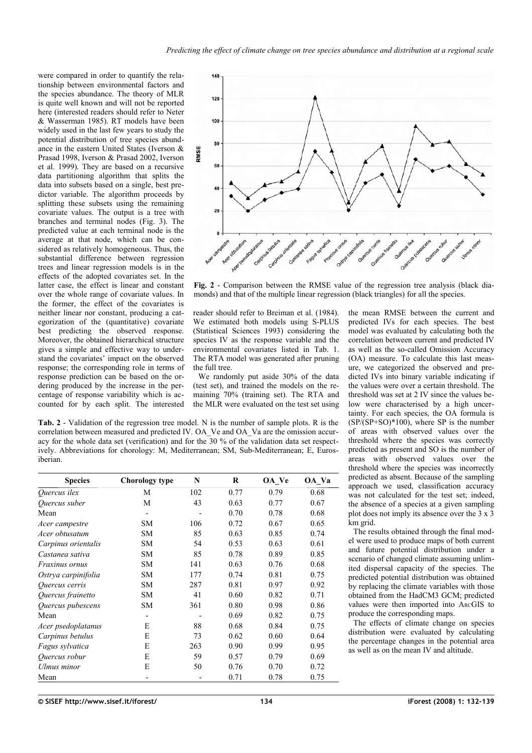were compared in order to quantify the relationship between environmental factors and the species abundance. The theory of MLR is quite well known and will not be reported here (interested readers should refer to Neter & Wasserman 1985). RT models have been widely used in the last few years to study the potential distribution of tree species abundance in the eastern United States (Iverson & Prasad 1998, Iverson & Prasad 2002, Iverson et al. 1999). They are based on a recursive data partitioning algorithm that splits the data into subsets based on a single, best predictor variable. The algorithm proceeds by splitting these subsets using the remaining covariate values. The output is a tree with branches and terminal nodes (Fig. 3). The predicted value at each terminal node is the average at that node, which can be considered as relatively homogeneous. Thus, the substantial difference between regression trees and linear regression models is in the effects of the adopted covariates set. In the latter case, the effect is linear and constant over the whole range of covariate values. In the former, the effect of the covariates is neither linear nor constant, producing a categorization of the (quantitative) covariate best predicting the observed response. Moreover, the obtained hierarchical structure gives a simple and effective way to understand the covariates' impact on the observed response; the corresponding role in terms of response prediction can be based on the ordering produced by the increase in the percentage of response variability which is accounted for by each split. The interested reader should refer to Breiman et al. (1984). We estimated both models using S-PLUS (Statistical Sciences 1993) considering the species IV as the response variable and the environmental covariates listed in Tab. 1. The RTA model was generated after pruning the full tree.

We randomly put aside 30% of the data (test set), and trained the models on the remaining 70% (training set). The RTA and the MLR were evaluated on the test set using the mean RMSE between the current and predicted IVs for each species. The best model was evaluated by calculating both the correlation between current and predicted IV as well as the so-called Omission Accuracy (OA) measure. To calculate this last measure, we categorized the observed and predicted IVs into binary variable indicating if the values were over a certain threshold. The threshold was set at 2 IV since the values below were characterised by a high uncertainty. For each species, the OA formula is $(SP/(SP+SO)*100)$, where SP is the number of areas with observed values over the threshold where the species was correctly predicted as present and SO is the number of areas with observed values over the threshold where the species was incorrectly predicted as absent. Because of the sampling approach we used, classification accuracy was not calculated for the test set; indeed, the absence of a species at a given sampling plot does not imply its absence over the 3 x 3 km grid.

The results obtained through the final model were used to produce maps of both current and future potential distribution under a scenario of changed climate assuming unlimited dispersal capacity of the species. The predicted potential distribution was obtained by replacing the climate variables with those obtained from the HadCM3 GCM; predicted values were then imported into ArcGIS to produce the corresponding maps.

The effects of climate change on species distribution were evaluated by calculating the percentage changes in the potential area as well as on the mean IV and altitude.

**Fig. 2** - Comparison between the RMSE value of the regression tree analysis (black diamonds) and that of the multiple linear regression (black triangles) for all the species.

**Tab. 2** - Validation of the regression tree model. N is the number of sample plots. R is the correlation between measured and predicted IV. OA_Ve and OA_Va are the omission accuracy for the whole data set (verification) and for the 30 % of the validation data set respectively. Abbreviations for chorology: M, Mediterranean; SM, Sub-Mediterranean; E, Eurosiberian.

| Species | Chorology type | N | R | OA_Ve | OA_Va |
|---|---|---|---|---|---|
| *Quercus ilex* | M | 102 | 0.77 | 0.79 | 0.68 |
| *Quercus suber* | M | 43 | 0.63 | 0.77 | 0.67 |
| Mean | - | - | 0.70 | 0.78 | 0.68 |
| *Acer campestre* | SM | 106 | 0.72 | 0.67 | 0.65 |
| *Acer obtusatum* | SM | 85 | 0.63 | 0.85 | 0.74 |
| *Carpinus orientalis* | SM | 54 | 0.53 | 0.63 | 0.61 |
| *Castanea sativa* | SM | 85 | 0.78 | 0.89 | 0.85 |
| *Fraxinus ornus* | SM | 141 | 0.63 | 0.76 | 0.68 |
| *Ostrya carpinifolia* | SM | 177 | 0.74 | 0.81 | 0.75 |
| *Quercus cerris* | SM | 287 | 0.81 | 0.97 | 0.92 |
| *Quercus frainetto* | SM | 41 | 0.60 | 0.82 | 0.71 |
| *Quercus pubescens* | SM | 361 | 0.80 | 0.98 | 0.86 |
| Mean | - | - | 0.69 | 0.82 | 0.75 |
| *Acer psedoplatanus* | E | 88 | 0.68 | 0.84 | 0.75 |
| *Carpinus betulus* | E | 73 | 0.62 | 0.60 | 0.64 |
| *Fagus sylvatica* | E | 263 | 0.90 | 0.99 | 0.95 |
| *Quercus robur* | E | 59 | 0.57 | 0.79 | 0.69 |
| *Ulmus minor* | E | 50 | 0.76 | 0.70 | 0.72 |
| Mean | - | - | 0.71 | 0.78 | 0.75 |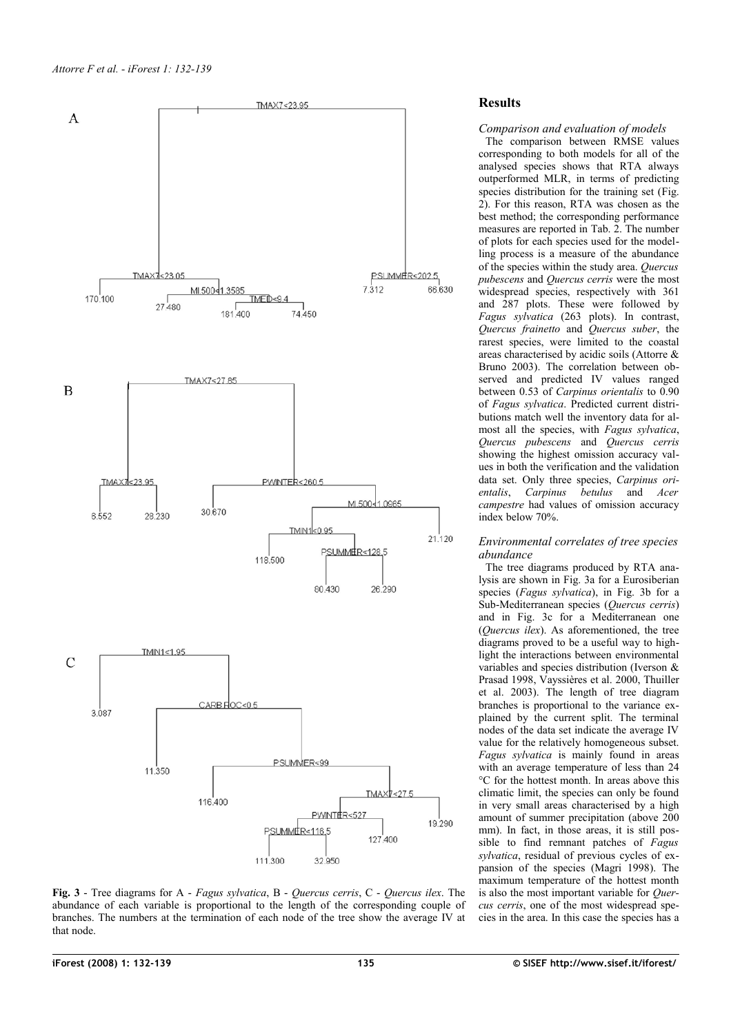**Fig. 3** - Tree diagrams for A - *Fagus sylvatica*, B - *Quercus cerris*, C - *Quercus ilex*. The abundance of each variable is proportional to the length of the corresponding couple of branches. The numbers at the termination of each node of the tree show the average IV at that node.

## Results

### *Comparison and evaluation of models*

The comparison between RMSE values corresponding to both models for all of the analysed species shows that RTA always outperformed MLR, in terms of predicting species distribution for the training set (Fig. 2). For this reason, RTA was chosen as the best method; the corresponding performance measures are reported in Tab. 2. The number of plots for each species used for the modelling process is a measure of the abundance of the species within the study area. *Quercus pubescens* and *Quercus cerris* were the most widespread species, respectively with 361 and 287 plots. These were followed by *Fagus sylvatica* (263 plots). In contrast, *Quercus frainetto* and *Quercus suber*, the rarest species, were limited to the coastal areas characterised by acidic soils (Attorre & Bruno 2003). The correlation between observed and predicted IV values ranged between 0.53 of *Carpinus orientalis* to 0.90 of *Fagus sylvatica*. Predicted current distributions match well the inventory data for almost all the species, with *Fagus sylvatica*, *Quercus pubescens* and *Quercus cerris* showing the highest omission accuracy values in both the verification and the validation data set. Only three species, *Carpinus orientalis*, *Carpinus betulus* and *Acer campestre* had values of omission accuracy index below 70%.

### *Environmental correlates of tree species abundance*

The tree diagrams produced by RTA analysis are shown in Fig. 3a for a Eurosiberian species (*Fagus sylvatica*), in Fig. 3b for a Sub-Mediterranean species (*Quercus cerris*) and in Fig. 3c for a Mediterranean one (*Quercus ilex*). As aforementioned, the tree diagrams proved to be a useful way to highlight the interactions between environmental variables and species distribution (Iverson & Prasad 1998, Vayssières et al. 2000, Thuiller et al. 2003). The length of tree diagram branches is proportional to the variance explained by the current split. The terminal nodes of the data set indicate the average IV value for the relatively homogeneous subset. *Fagus sylvatica* is mainly found in areas with an average temperature of less than 24 °C for the hottest month. In areas above this climatic limit, the species can only be found in very small areas characterised by a high amount of summer precipitation (above 200 mm). In fact, in those areas, it is still possible to find remnant patches of *Fagus sylvatica*, residual of previous cycles of expansion of the species (Magri 1998). The maximum temperature of the hottest month is also the most important variable for *Quercus cerris*, one of the most widespread species in the area. In this case the species has a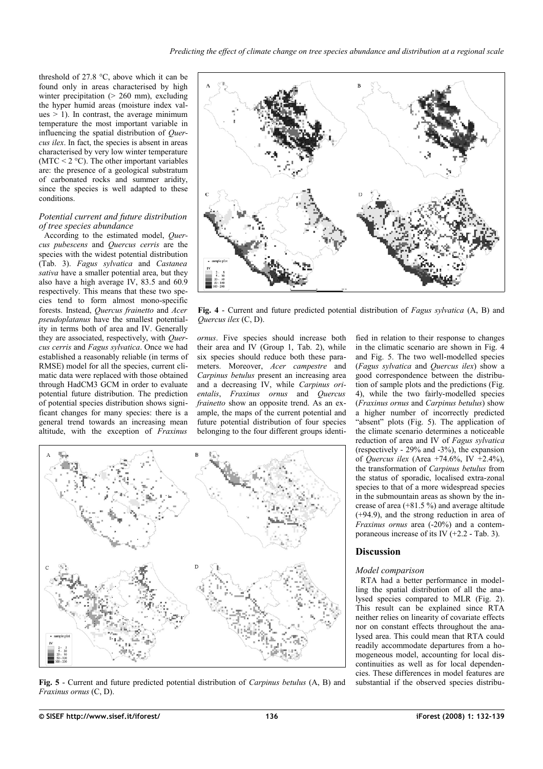threshold of 27.8 °C, above which it can be found only in areas characterised by high winter precipitation (> 260 mm), excluding the hyper humid areas (moisture index values > 1). In contrast, the average minimum temperature the most important variable in influencing the spatial distribution of *Quercus ilex*. In fact, the species is absent in areas characterised by very low winter temperature (MTC < 2 °C). The other important variables are: the presence of a geological substratum of carbonated rocks and summer aridity, since the species is well adapted to these conditions.

### *Potential current and future distribution of tree species abundance*

According to the estimated model, *Quercus pubescens* and *Quercus cerris* are the species with the widest potential distribution (Tab. 3). *Fagus sylvatica* and *Castanea sativa* have a smaller potential area, but they also have a high average IV, 83.5 and 60.9 respectively. This means that these two species tend to form almost mono-specific forests. Instead, *Quercus frainetto* and *Acer pseudoplatanus* have the smallest potentiality in terms both of area and IV. Generally they are associated, respectively, with *Quercus cerris* and *Fagus sylvatica*. Once we had established a reasonably reliable (in terms of RMSE) model for all the species, current climatic data were replaced with those obtained through HadCM3 GCM in order to evaluate potential future distribution. The prediction of potential species distribution shows significant changes for many species: there is a general trend towards an increasing mean altitude, with the exception of *Fraxinus ornus*. Five species should increase both their area and IV (Group 1, Tab. 2), while six species should reduce both these parameters. Moreover, *Acer campestre* and *Carpinus betulus* present an increasing area and a decreasing IV, while *Carpinus orientalis*, *Fraxinus ornus* and *Quercus frainetto* show an opposite trend. As an example, the maps of the current potential and future potential distribution of four species belonging to the four different groups identified in relation to their response to changes in the climatic scenario are shown in Fig. 4 and Fig. 5. The two well-modelled species (*Fagus sylvatica* and *Quercus ilex*) show a good correspondence between the distribution of sample plots and the predictions (Fig. 4), while the two fairly-modelled species (*Fraxinus ornus* and *Carpinus betulus*) show a higher number of incorrectly predicted "absent" plots (Fig. 5). The application of the climate scenario determines a noticeable reduction of area and IV of *Fagus sylvatica* (respectively - 29% and -3%), the expansion of *Quercus ilex* (Area +74.6%, IV +2.4%), the transformation of *Carpinus betulus* from the status of sporadic, localised extra-zonal species to that of a more widespread species in the submountain areas as shown by the increase of area (+81.5 %) and average altitude (+94.9), and the strong reduction in area of *Fraxinus ornus* area (-20%) and a contemporaneous increase of its IV (+2.2 - Tab. 3).

**Fig. 4** - Current and future predicted potential distribution of *Fagus sylvatica* (A, B) and *Quercus ilex* (C, D).

**Fig. 5** - Current and future predicted potential distribution of *Carpinus betulus* (A, B) and *Fraxinus ornus* (C, D).

## Discussion

### *Model comparison*

RTA had a better performance in modelling the spatial distribution of all the analysed species compared to MLR (Fig. 2). This result can be explained since RTA neither relies on linearity of covariate effects nor on constant effects throughout the analysed area. This could mean that RTA could readily accommodate departures from a homogeneous model, accounting for local discontinuities as well as for local dependencies. These differences in model features are substantial if the observed species distribu-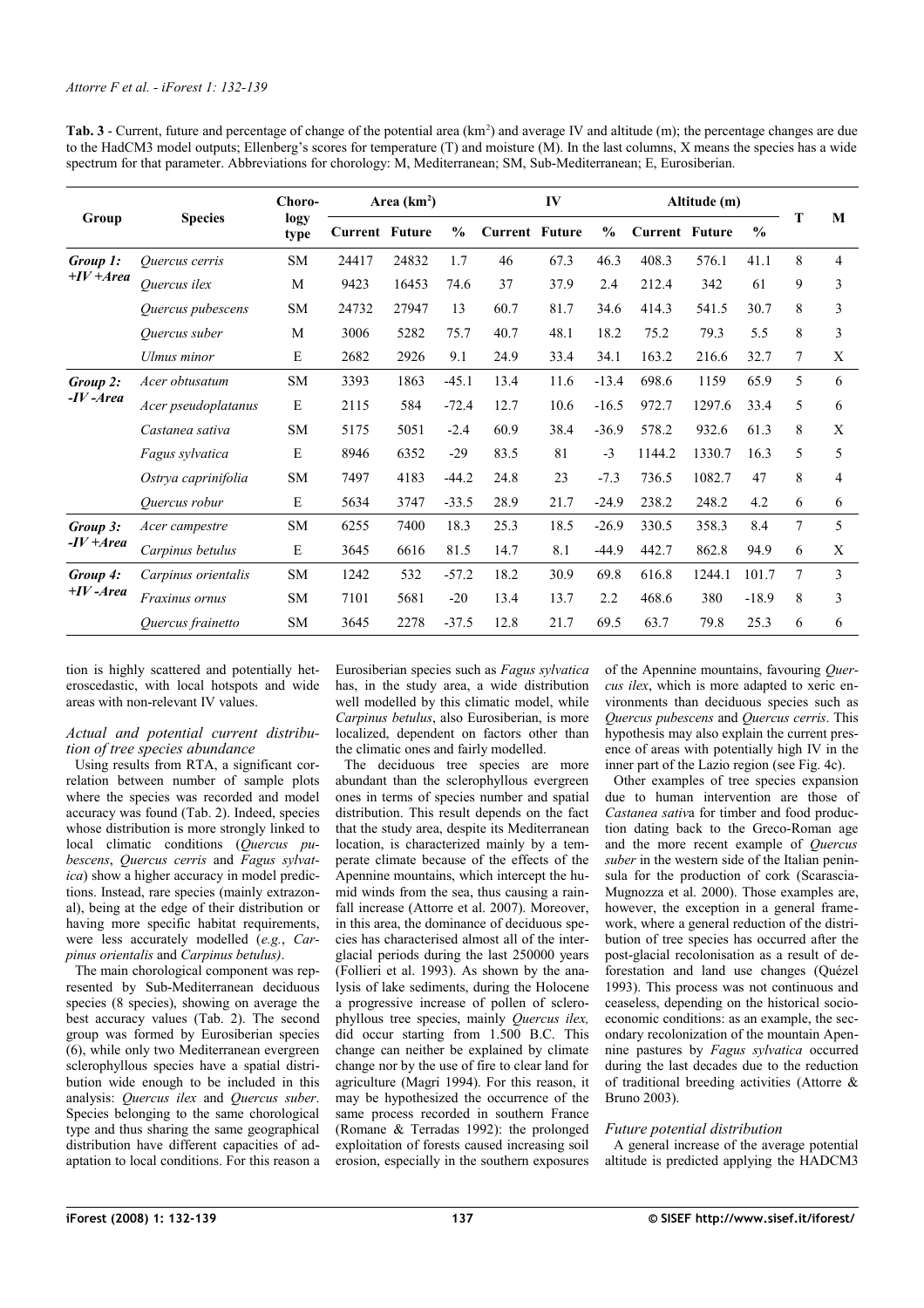**Tab. 3** - Current, future and percentage of change of the potential area (km$^2$) and average IV and altitude (m); the percentage changes are due to the HadCM3 model outputs; Ellenberg's scores for temperature (T) and moisture (M). In the last columns, X means the species has a wide spectrum for that parameter. Abbreviations for chorology: M, Mediterranean; SM, Sub-Mediterranean; E, Eurosiberian.

| Group | Species | Chorology type | Area (km$^2$) | | | IV | | | Altitude (m) | | | T | M |
|---|---|---|---|---|---|---|---|---|---|---|---|---|---|
| | | | Current | Future | % | Current | Future | % | Current | Future | % | | |
| ***Group 1: +IV +Area*** | *Quercus cerris* | SM | 24417 | 24832 | 1.7 | 46 | 67.3 | 46.3 | 408.3 | 576.1 | 41.1 | 8 | 4 |
| | *Quercus ilex* | M | 9423 | 16453 | 74.6 | 37 | 37.9 | 2.4 | 212.4 | 342 | 61 | 9 | 3 |
| | *Quercus pubescens* | SM | 24732 | 27947 | 13 | 60.7 | 81.7 | 34.6 | 414.3 | 541.5 | 30.7 | 8 | 3 |
| | *Quercus suber* | M | 3006 | 5282 | 75.7 | 40.7 | 48.1 | 18.2 | 75.2 | 79.3 | 5.5 | 8 | 3 |
| | *Ulmus minor* | E | 2682 | 2926 | 9.1 | 24.9 | 33.4 | 34.1 | 163.2 | 216.6 | 32.7 | 7 | X |
| ***Group 2: -IV -Area*** | *Acer obtusatum* | SM | 3393 | 1863 | -45.1 | 13.4 | 11.6 | -13.4 | 698.6 | 1159 | 65.9 | 5 | 6 |
| | *Acer pseudoplatanus* | E | 2115 | 584 | -72.4 | 12.7 | 10.6 | -16.5 | 972.7 | 1297.6 | 33.4 | 5 | 6 |
| | *Castanea sativa* | SM | 5175 | 5051 | -2.4 | 60.9 | 38.4 | -36.9 | 578.2 | 932.6 | 61.3 | 8 | X |
| | *Fagus sylvatica* | E | 8946 | 6352 | -29 | 83.5 | 81 | -3 | 1144.2 | 1330.7 | 16.3 | 5 | 5 |
| | *Ostrya caprinifolia* | SM | 7497 | 4183 | -44.2 | 24.8 | 23 | -7.3 | 736.5 | 1082.7 | 47 | 8 | 4 |
| | *Quercus robur* | E | 5634 | 3747 | -33.5 | 28.9 | 21.7 | -24.9 | 238.2 | 248.2 | 4.2 | 6 | 6 |
| ***Group 3: -IV +Area*** | *Acer campestre* | SM | 6255 | 7400 | 18.3 | 25.3 | 18.5 | -26.9 | 330.5 | 358.3 | 8.4 | 7 | 5 |
| | *Carpinus betulus* | E | 3645 | 6616 | 81.5 | 14.7 | 8.1 | -44.9 | 442.7 | 862.8 | 94.9 | 6 | X |
| ***Group 4: +IV -Area*** | *Carpinus orientalis* | SM | 1242 | 532 | -57.2 | 18.2 | 30.9 | 69.8 | 616.8 | 1244.1 | 101.7 | 7 | 3 |
| | *Fraxinus ornus* | SM | 7101 | 5681 | -20 | 13.4 | 13.7 | 2.2 | 468.6 | 380 | -18.9 | 8 | 3 |
| | *Quercus frainetto* | SM | 3645 | 2278 | -37.5 | 12.8 | 21.7 | 69.5 | 63.7 | 79.8 | 25.3 | 6 | 6 |

tion is highly scattered and potentially heteroscedastic, with local hotspots and wide areas with non-relevant IV values.

### *Actual and potential current distribution of tree species abundance*

Using results from RTA, a significant correlation between number of sample plots where the species was recorded and model accuracy was found (Tab. 2). Indeed, species whose distribution is more strongly linked to local climatic conditions (*Quercus pubescens*, *Quercus cerris* and *Fagus sylvatica*) show a higher accuracy in model predictions. Instead, rare species (mainly extrazonal), being at the edge of their distribution or having more specific habitat requirements, were less accurately modelled (*e.g.*, *Carpinus orientalis* and *Carpinus betulus)*.

The main chorological component was represented by Sub-Mediterranean deciduous species (8 species), showing on average the best accuracy values (Tab. 2). The second group was formed by Eurosiberian species (6), while only two Mediterranean evergreen sclerophyllous species have a spatial distribution wide enough to be included in this analysis: *Quercus ilex* and *Quercus suber*. Species belonging to the same chorological type and thus sharing the same geographical distribution have different capacities of adaptation to local conditions. For this reason a Eurosiberian species such as *Fagus sylvatica* has, in the study area, a wide distribution well modelled by this climatic model, while *Carpinus betulus*, also Eurosiberian, is more localized, dependent on factors other than the climatic ones and fairly modelled.

The deciduous tree species are more abundant than the sclerophyllous evergreen ones in terms of species number and spatial distribution. This result depends on the fact that the study area, despite its Mediterranean location, is characterized mainly by a temperate climate because of the effects of the Apennine mountains, which intercept the humid winds from the sea, thus causing a rainfall increase (Attorre et al. 2007). Moreover, in this area, the dominance of deciduous species has characterised almost all of the interglacial periods during the last 250000 years (Follieri et al. 1993). As shown by the analysis of lake sediments, during the Holocene a progressive increase of pollen of sclerophyllous tree species, mainly *Quercus ilex,* did occur starting from 1.500 B.C. This change can neither be explained by climate change nor by the use of fire to clear land for agriculture (Magri 1994). For this reason, it may be hypothesized the occurrence of the same process recorded in southern France (Romane & Terradas 1992): the prolonged exploitation of forests caused increasing soil erosion, especially in the southern exposures of the Apennine mountains, favouring *Quercus ilex*, which is more adapted to xeric environments than deciduous species such as *Quercus pubescens* and *Quercus cerris*. This hypothesis may also explain the current presence of areas with potentially high IV in the inner part of the Lazio region (see Fig. 4c).

Other examples of tree species expansion due to human intervention are those of *Castanea sativa* for timber and food production dating back to the Greco-Roman age and the more recent example of *Quercus suber* in the western side of the Italian peninsula for the production of cork (Scarascia-Mugnozza et al. 2000). Those examples are, however, the exception in a general framework, where a general reduction of the distribution of tree species has occurred after the post-glacial recolonisation as a result of deforestation and land use changes (Quézel 1993). This process was not continuous and ceaseless, depending on the historical socio-economic conditions: as an example, the secondary recolonization of the mountain Apennine pastures by *Fagus sylvatica* occurred during the last decades due to the reduction of traditional breeding activities (Attorre & Bruno 2003).

### *Future potential distribution*

A general increase of the average potential altitude is predicted applying the HADCM3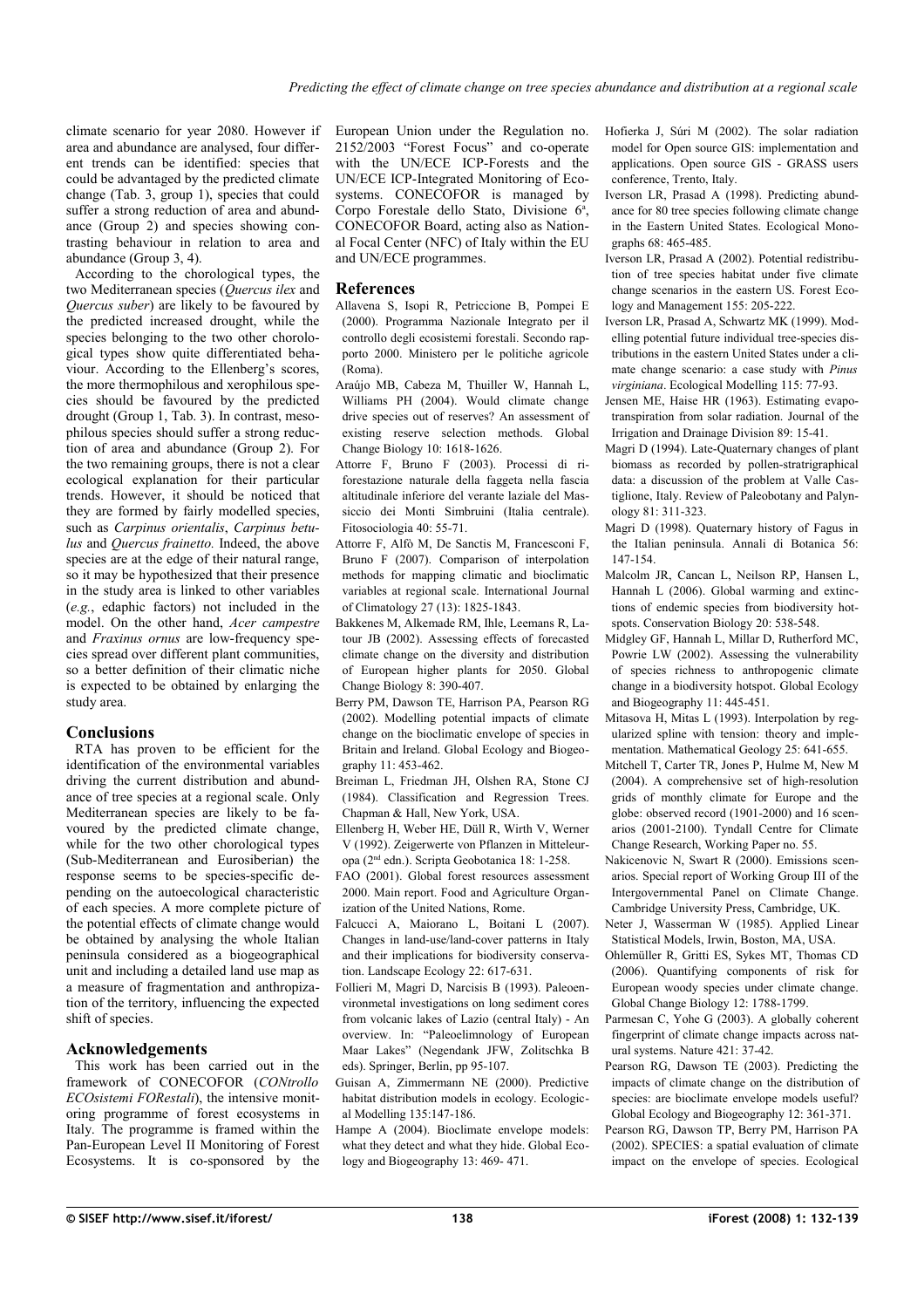climate scenario for year 2080. However if area and abundance are analysed, four different trends can be identified: species that could be advantaged by the predicted climate change (Tab. 3, group 1), species that could suffer a strong reduction of area and abundance (Group 2) and species showing contrasting behaviour in relation to area and abundance (Group 3, 4).

According to the chorological types, the two Mediterranean species (*Quercus ilex* and *Quercus suber*) are likely to be favoured by the predicted increased drought, while the species belonging to the two other chorological types show quite differentiated behaviour. According to the Ellenberg's scores, the more thermophilous and xerophilous species should be favoured by the predicted drought (Group 1, Tab. 3). In contrast, mesophilous species should suffer a strong reduction of area and abundance (Group 2). For the two remaining groups, there is not a clear ecological explanation for their particular trends. However, it should be noticed that they are formed by fairly modelled species, such as *Carpinus orientalis*, *Carpinus betulus* and *Quercus frainetto.* Indeed, the above species are at the edge of their natural range, so it may be hypothesized that their presence in the study area is linked to other variables (*e.g.*, edaphic factors) not included in the model. On the other hand, *Acer campestre* and *Fraxinus ornus* are low-frequency species spread over different plant communities, so a better definition of their climatic niche is expected to be obtained by enlarging the study area.

## Conclusions

RTA has proven to be efficient for the identification of the environmental variables driving the current distribution and abundance of tree species at a regional scale. Only Mediterranean species are likely to be favoured by the predicted climate change, while for the two other chorological types (Sub-Mediterranean and Eurosiberian) the response seems to be species-specific depending on the autoecological characteristic of each species. A more complete picture of the potential effects of climate change would be obtained by analysing the whole Italian peninsula considered as a biogeographical unit and including a detailed land use map as a measure of fragmentation and anthropization of the territory, influencing the expected shift of species.

## Acknowledgements

This work has been carried out in the framework of CONECOFOR (*CONtrollo ECOsistemi FORestali*), the intensive monitoring programme of forest ecosystems in Italy. The programme is framed within the Pan-European Level II Monitoring of Forest Ecosystems. It is co-sponsored by the European Union under the Regulation no. 2152/2003 "Forest Focus" and co-operate with the UN/ECE ICP-Forests and the UN/ECE ICP-Integrated Monitoring of Ecosystems. CONECOFOR is managed by Corpo Forestale dello Stato, Divisione 6ª, CONECOFOR Board, acting also as National Focal Center (NFC) of Italy within the EU and UN/ECE programmes.

## References

Allavena S, Isopi R, Petriccione B, Pompei E (2000). Programma Nazionale Integrato per il controllo degli ecosistemi forestali. Secondo rapporto 2000. Ministero per le politiche agricole (Roma).

Araújo MB, Cabeza M, Thuiller W, Hannah L, Williams PH (2004). Would climate change drive species out of reserves? An assessment of existing reserve selection methods. Global Change Biology 10: 1618-1626.

Attorre F, Bruno F (2003). Processi di riforestazione naturale della faggeta nella fascia altitudinale inferiore del verante laziale del Massiccio dei Monti Simbruini (Italia centrale). Fitosociologia 40: 55-71.

Attorre F, Alfò M, De Sanctis M, Francesconi F, Bruno F (2007). Comparison of interpolation methods for mapping climatic and bioclimatic variables at regional scale. International Journal of Climatology 27 (13): 1825-1843.

Bakkenes M, Alkemade RM, Ihle, Leemans R, Latour JB (2002). Assessing effects of forecasted climate change on the diversity and distribution of European higher plants for 2050. Global Change Biology 8: 390-407.

Berry PM, Dawson TE, Harrison PA, Pearson RG (2002). Modelling potential impacts of climate change on the bioclimatic envelope of species in Britain and Ireland. Global Ecology and Biogeography 11: 453-462.

Breiman L, Friedman JH, Olshen RA, Stone CJ (1984). Classification and Regression Trees. Chapman & Hall, New York, USA.

Ellenberg H, Weber HE, Düll R, Wirth V, Werner V (1992). Zeigerwerte von Pflanzen in Mitteleuropa (2nd edn.). Scripta Geobotanica 18: 1-258.

FAO (2001). Global forest resources assessment 2000. Main report. Food and Agriculture Organization of the United Nations, Rome.

Falcucci A, Maiorano L, Boitani L (2007). Changes in land-use/land-cover patterns in Italy and their implications for biodiversity conservation. Landscape Ecology 22: 617-631.

Follieri M, Magri D, Narcisis B (1993). Paleoenvironmetal investigations on long sediment cores from volcanic lakes of Lazio (central Italy) - An overview. In: "Paleoelimnology of European Maar Lakes" (Negendank JFW, Zolitschka B eds). Springer, Berlin, pp 95-107.

Guisan A, Zimmermann NE (2000). Predictive habitat distribution models in ecology. Ecological Modelling 135:147-186.

Hampe A (2004). Bioclimate envelope models: what they detect and what they hide. Global Ecology and Biogeography 13: 469- 471.

Hofierka J, Súri M (2002). The solar radiation model for Open source GIS: implementation and applications. Open source GIS - GRASS users conference, Trento, Italy.

Iverson LR, Prasad A (1998). Predicting abundance for 80 tree species following climate change in the Eastern United States. Ecological Monographs 68: 465-485.

Iverson LR, Prasad A (2002). Potential redistribution of tree species habitat under five climate change scenarios in the eastern US. Forest Ecology and Management 155: 205-222.

Iverson LR, Prasad A, Schwartz MK (1999). Modelling potential future individual tree-species distributions in the eastern United States under a climate change scenario: a case study with *Pinus virginiana*. Ecological Modelling 115: 77-93.

Jensen ME, Haise HR (1963). Estimating evapotranspiration from solar radiation. Journal of the Irrigation and Drainage Division 89: 15-41.

Magri D (1994). Late-Quaternary changes of plant biomass as recorded by pollen-stratrigraphical data: a discussion of the problem at Valle Castiglione, Italy. Review of Paleobotany and Palynology 81: 311-323.

Magri D (1998). Quaternary history of Fagus in the Italian peninsula. Annali di Botanica 56: 147-154.

Malcolm JR, Cancan L, Neilson RP, Hansen L, Hannah L (2006). Global warming and extinctions of endemic species from biodiversity hotspots. Conservation Biology 20: 538-548.

Midgley GF, Hannah L, Millar D, Rutherford MC, Powrie LW (2002). Assessing the vulnerability of species richness to anthropogenic climate change in a biodiversity hotspot. Global Ecology and Biogeography 11: 445-451.

Mitasova H, Mitas L (1993). Interpolation by regularized spline with tension: theory and implementation. Mathematical Geology 25: 641-655.

Mitchell T, Carter TR, Jones P, Hulme M, New M (2004). A comprehensive set of high-resolution grids of monthly climate for Europe and the globe: observed record (1901-2000) and 16 scenarios (2001-2100). Tyndall Centre for Climate Change Research, Working Paper no. 55.

Nakicenovic N, Swart R (2000). Emissions scenarios. Special report of Working Group III of the Intergovernmental Panel on Climate Change. Cambridge University Press, Cambridge, UK.

Neter J, Wasserman W (1985). Applied Linear Statistical Models, Irwin, Boston, MA, USA.

Ohlemüller R, Gritti ES, Sykes MT, Thomas CD (2006). Quantifying components of risk for European woody species under climate change. Global Change Biology 12: 1788-1799.

Parmesan C, Yohe G (2003). A globally coherent fingerprint of climate change impacts across natural systems. Nature 421: 37-42.

Pearson RG, Dawson TE (2003). Predicting the impacts of climate change on the distribution of species: are bioclimate envelope models useful? Global Ecology and Biogeography 12: 361-371.

Pearson RG, Dawson TP, Berry PM, Harrison PA (2002). SPECIES: a spatial evaluation of climate impact on the envelope of species. Ecological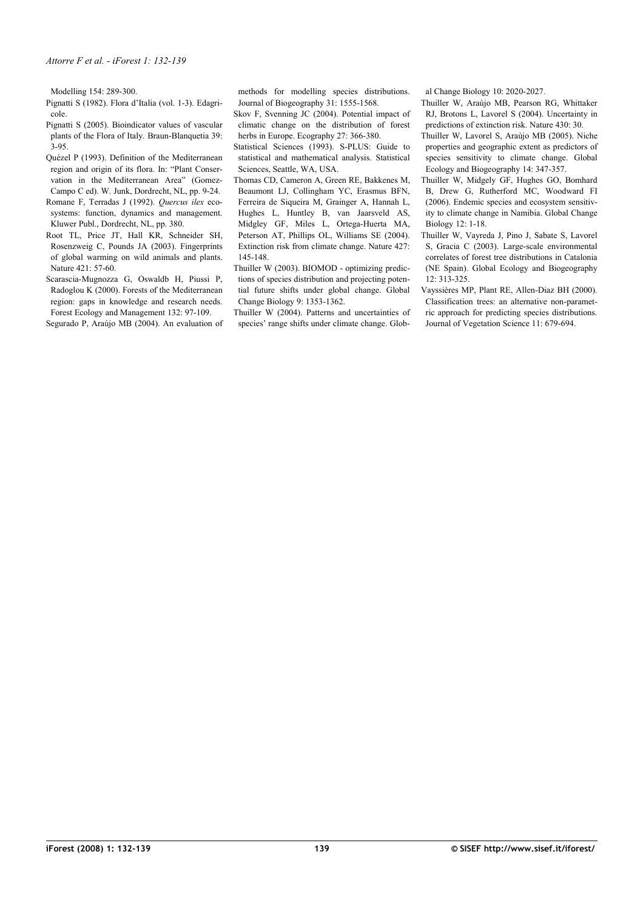Modelling 154: 289-300.

Pignatti S (1982). Flora d'Italia (vol. 1-3). Edagricole.

Pignatti S (2005). Bioindicator values of vascular plants of the Flora of Italy. Braun-Blanquetia 39: 3-95.

Quézel P (1993). Definition of the Mediterranean region and origin of its flora. In: "Plant Conservation in the Mediterranean Area" (Gomez-Campo C ed). W. Junk, Dordrecht, NL, pp. 9-24.

Romane F, Terradas J (1992). *Quercus ilex* ecosystems: function, dynamics and management. Kluwer Publ., Dordrecht, NL, pp. 380.

Root TL, Price JT, Hall KR, Schneider SH, Rosenzweig C, Pounds JA (2003). Fingerprints of global warming on wild animals and plants. Nature 421: 57-60.

Scarascia-Mugnozza G, Oswaldb H, Piussi P, Radoglou K (2000). Forests of the Mediterranean region: gaps in knowledge and research needs. Forest Ecology and Management 132: 97-109.

Segurado P, Araújo MB (2004). An evaluation of methods for modelling species distributions. Journal of Biogeography 31: 1555-1568.

Skov F, Svenning JC (2004). Potential impact of climatic change on the distribution of forest herbs in Europe. Ecography 27: 366-380.

Statistical Sciences (1993). S-PLUS: Guide to statistical and mathematical analysis. Statistical Sciences, Seattle, WA, USA.

Thomas CD, Cameron A, Green RE, Bakkenes M, Beaumont LJ, Collingham YC, Erasmus BFN, Ferreira de Siqueira M, Grainger A, Hannah L, Hughes L, Huntley B, van Jaarsveld AS, Midgley GF, Miles L, Ortega-Huerta MA, Peterson AT, Phillips OL, Williams SE (2004). Extinction risk from climate change. Nature 427: 145-148.

Thuiller W (2003). BIOMOD - optimizing predictions of species distribution and projecting potential future shifts under global change. Global Change Biology 9: 1353-1362.

Thuiller W (2004). Patterns and uncertainties of species' range shifts under climate change. Global Change Biology 10: 2020-2027.

Thuiller W, Araùjo MB, Pearson RG, Whittaker RJ, Brotons L, Lavorel S (2004). Uncertainty in predictions of extinction risk. Nature 430: 30.

Thuiller W, Lavorel S, Araùjo MB (2005). Niche properties and geographic extent as predictors of species sensitivity to climate change. Global Ecology and Biogeography 14: 347-357.

Thuiller W, Midgely GF, Hughes GO, Bomhard B, Drew G, Rutherford MC, Woodward FI (2006). Endemic species and ecosystem sensitivity to climate change in Namibia. Global Change Biology 12: 1-18.

Thuiller W, Vayreda J, Pino J, Sabate S, Lavorel S, Gracia C (2003). Large-scale environmental correlates of forest tree distributions in Catalonia (NE Spain). Global Ecology and Biogeography 12: 313-325.

Vayssières MP, Plant RE, Allen-Diaz BH (2000). Classification trees: an alternative non-parametric approach for predicting species distributions. Journal of Vegetation Science 11: 679-694.